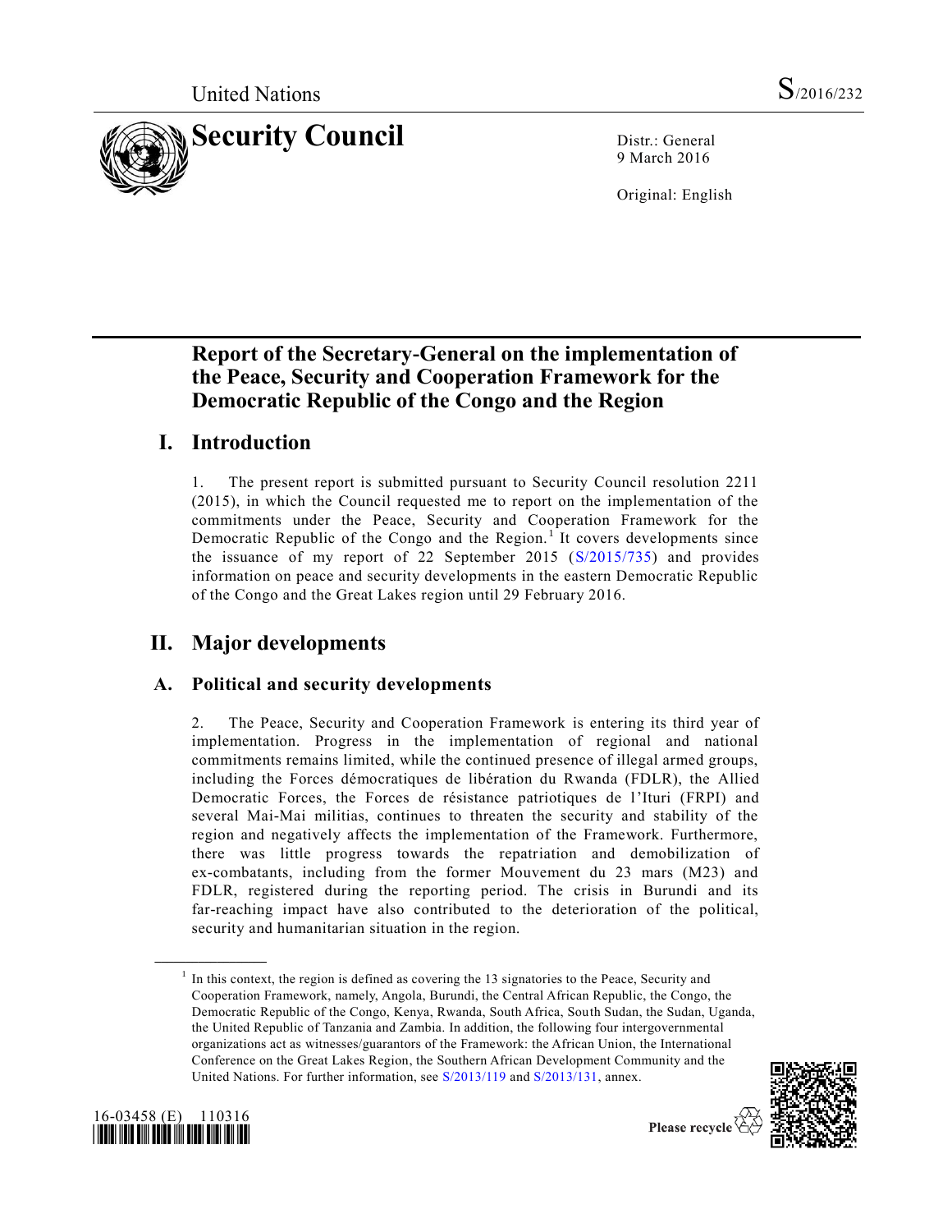# Report of the Secretary-General on the implementation of the Peace, Security and Cooperation Framework for the Democratic Republic of the Congo and the Region

## I. Introduction

1. The present report is submitted pursuant to Security Council resolution 2211 (2015), in which the Council requested me to report on the implementation of the commitments under the Peace, Security and Cooperation Framework for the Democratic Republic of the Congo and the Region.[1] It covers developments since the issuance of my report of 22 September 2015 (S/2015/735) and provides information on peace and security developments in the eastern Democratic Republic of the Congo and the Great Lakes region until 29 February 2016.

## II. Major developments

### A. Political and security developments

2. The Peace, Security and Cooperation Framework is entering its third year of implementation. Progress in the implementation of regional and national commitments remains limited, while the continued presence of illegal armed groups, including the Forces démocratiques de libération du Rwanda (FDLR), the Allied Democratic Forces, the Forces de résistance patriotiques de l'Ituri (FRPI) and several Mai-Mai militias, continues to threaten the security and stability of the region and negatively affects the implementation of the Framework. Furthermore, there was little progress towards the repatriation and demobilization of ex-combatants, including from the former Mouvement du 23 mars (M23) and FDLR, registered during the reporting period. The crisis in Burundi and its far-reaching impact have also contributed to the deterioration of the political, security and humanitarian situation in the region.

---

[1] In this context, the region is defined as covering the 13 signatories to the Peace, Security and Cooperation Framework, namely, Angola, Burundi, the Central African Republic, the Congo, the Democratic Republic of the Congo, Kenya, Rwanda, South Africa, South Sudan, the Sudan, Uganda, the United Republic of Tanzania and Zambia. In addition, the following four intergovernmental organizations act as witnesses/guarantors of the Framework: the African Union, the International Conference on the Great Lakes Region, the Southern African Development Community and the United Nations. For further information, see S/2013/119 and S/2013/131, annex.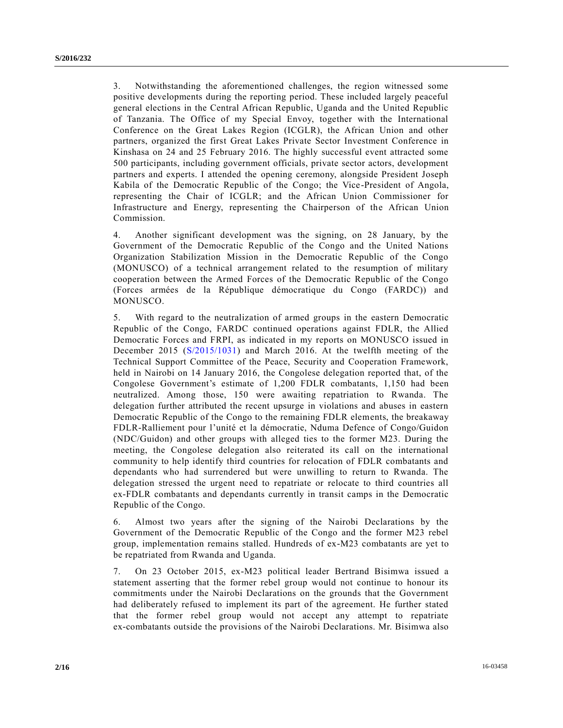3. Notwithstanding the aforementioned challenges, the region witnessed some positive developments during the reporting period. These included largely peaceful general elections in the Central African Republic, Uganda and the United Republic of Tanzania. The Office of my Special Envoy, together with the International Conference on the Great Lakes Region (ICGLR), the African Union and other partners, organized the first Great Lakes Private Sector Investment Conference in Kinshasa on 24 and 25 February 2016. The highly successful event attracted some 500 participants, including government officials, private sector actors, development partners and experts. I attended the opening ceremony, alongside President Joseph Kabila of the Democratic Republic of the Congo; the Vice-President of Angola, representing the Chair of ICGLR; and the African Union Commissioner for Infrastructure and Energy, representing the Chairperson of the African Union Commission.

4. Another significant development was the signing, on 28 January, by the Government of the Democratic Republic of the Congo and the United Nations Organization Stabilization Mission in the Democratic Republic of the Congo (MONUSCO) of a technical arrangement related to the resumption of military cooperation between the Armed Forces of the Democratic Republic of the Congo (Forces armées de la République démocratique du Congo (FARDC)) and MONUSCO.

5. With regard to the neutralization of armed groups in the eastern Democratic Republic of the Congo, FARDC continued operations against FDLR, the Allied Democratic Forces and FRPI, as indicated in my reports on MONUSCO issued in December 2015 (S/2015/1031) and March 2016. At the twelfth meeting of the Technical Support Committee of the Peace, Security and Cooperation Framework, held in Nairobi on 14 January 2016, the Congolese delegation reported that, of the Congolese Government's estimate of 1,200 FDLR combatants, 1,150 had been neutralized. Among those, 150 were awaiting repatriation to Rwanda. The delegation further attributed the recent upsurge in violations and abuses in eastern Democratic Republic of the Congo to the remaining FDLR elements, the breakaway FDLR-Ralliement pour l'unité et la démocratie, Nduma Defence of Congo/Guidon (NDC/Guidon) and other groups with alleged ties to the former M23. During the meeting, the Congolese delegation also reiterated its call on the international community to help identify third countries for relocation of FDLR combatants and dependants who had surrendered but were unwilling to return to Rwanda. The delegation stressed the urgent need to repatriate or relocate to third countries all ex-FDLR combatants and dependants currently in transit camps in the Democratic Republic of the Congo.

6. Almost two years after the signing of the Nairobi Declarations by the Government of the Democratic Republic of the Congo and the former M23 rebel group, implementation remains stalled. Hundreds of ex-M23 combatants are yet to be repatriated from Rwanda and Uganda.

7. On 23 October 2015, ex-M23 political leader Bertrand Bisimwa issued a statement asserting that the former rebel group would not continue to honour its commitments under the Nairobi Declarations on the grounds that the Government had deliberately refused to implement its part of the agreement. He further stated that the former rebel group would not accept any attempt to repatriate ex-combatants outside the provisions of the Nairobi Declarations. Mr. Bisimwa also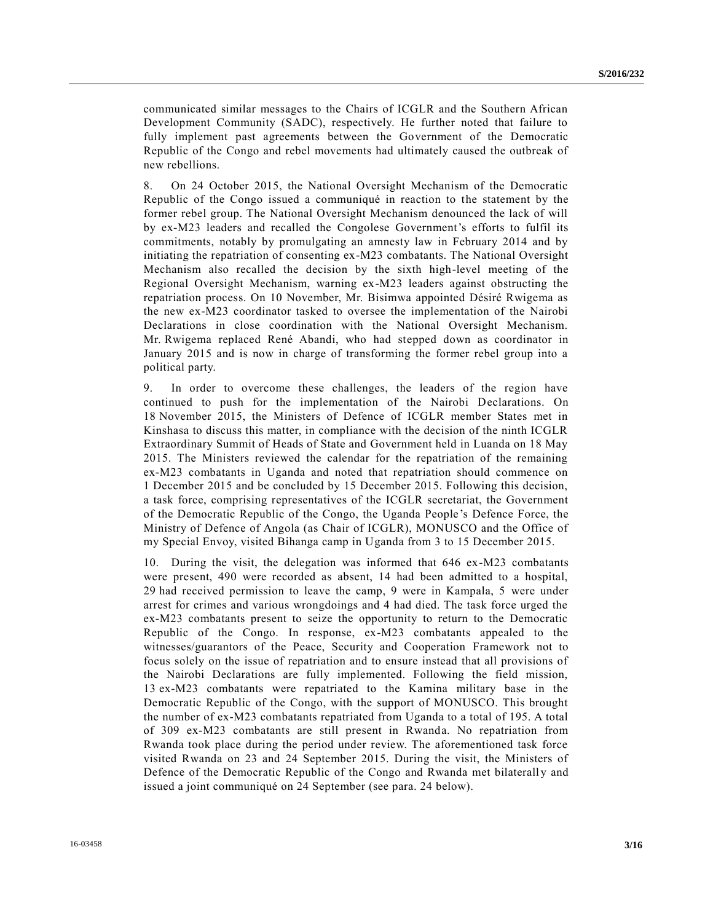communicated similar messages to the Chairs of ICGLR and the Southern African Development Community (SADC), respectively. He further noted that failure to fully implement past agreements between the Government of the Democratic Republic of the Congo and rebel movements had ultimately caused the outbreak of new rebellions.

8. On 24 October 2015, the National Oversight Mechanism of the Democratic Republic of the Congo issued a communiqué in reaction to the statement by the former rebel group. The National Oversight Mechanism denounced the lack of will by ex-M23 leaders and recalled the Congolese Government's efforts to fulfil its commitments, notably by promulgating an amnesty law in February 2014 and by initiating the repatriation of consenting ex-M23 combatants. The National Oversight Mechanism also recalled the decision by the sixth high-level meeting of the Regional Oversight Mechanism, warning ex-M23 leaders against obstructing the repatriation process. On 10 November, Mr. Bisimwa appointed Désiré Rwigema as the new ex-M23 coordinator tasked to oversee the implementation of the Nairobi Declarations in close coordination with the National Oversight Mechanism. Mr. Rwigema replaced René Abandi, who had stepped down as coordinator in January 2015 and is now in charge of transforming the former rebel group into a political party.

9. In order to overcome these challenges, the leaders of the region have continued to push for the implementation of the Nairobi Declarations. On 18 November 2015, the Ministers of Defence of ICGLR member States met in Kinshasa to discuss this matter, in compliance with the decision of the ninth ICGLR Extraordinary Summit of Heads of State and Government held in Luanda on 18 May 2015. The Ministers reviewed the calendar for the repatriation of the remaining ex-M23 combatants in Uganda and noted that repatriation should commence on 1 December 2015 and be concluded by 15 December 2015. Following this decision, a task force, comprising representatives of the ICGLR secretariat, the Government of the Democratic Republic of the Congo, the Uganda People's Defence Force, the Ministry of Defence of Angola (as Chair of ICGLR), MONUSCO and the Office of my Special Envoy, visited Bihanga camp in Uganda from 3 to 15 December 2015.

10. During the visit, the delegation was informed that 646 ex-M23 combatants were present, 490 were recorded as absent, 14 had been admitted to a hospital, 29 had received permission to leave the camp, 9 were in Kampala, 5 were under arrest for crimes and various wrongdoings and 4 had died. The task force urged the ex-M23 combatants present to seize the opportunity to return to the Democratic Republic of the Congo. In response, ex-M23 combatants appealed to the witnesses/guarantors of the Peace, Security and Cooperation Framework not to focus solely on the issue of repatriation and to ensure instead that all provisions of the Nairobi Declarations are fully implemented. Following the field mission, 13 ex-M23 combatants were repatriated to the Kamina military base in the Democratic Republic of the Congo, with the support of MONUSCO. This brought the number of ex-M23 combatants repatriated from Uganda to a total of 195. A total of 309 ex-M23 combatants are still present in Rwanda. No repatriation from Rwanda took place during the period under review. The aforementioned task force visited Rwanda on 23 and 24 September 2015. During the visit, the Ministers of Defence of the Democratic Republic of the Congo and Rwanda met bilaterally and issued a joint communiqué on 24 September (see para. 24 below).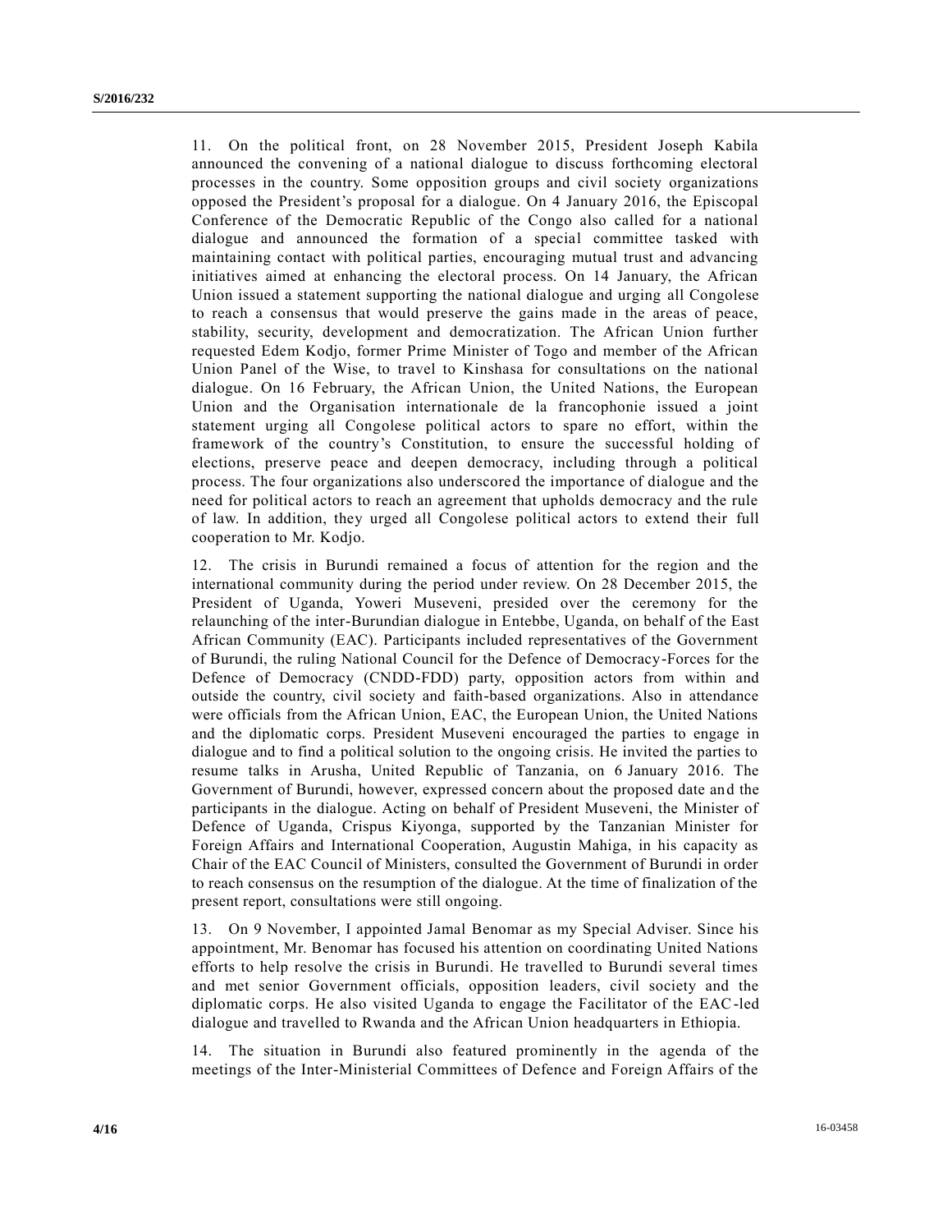11. On the political front, on 28 November 2015, President Joseph Kabila announced the convening of a national dialogue to discuss forthcoming electoral processes in the country. Some opposition groups and civil society organizations opposed the President's proposal for a dialogue. On 4 January 2016, the Episcopal Conference of the Democratic Republic of the Congo also called for a national dialogue and announced the formation of a special committee tasked with maintaining contact with political parties, encouraging mutual trust and advancing initiatives aimed at enhancing the electoral process. On 14 January, the African Union issued a statement supporting the national dialogue and urging all Congolese to reach a consensus that would preserve the gains made in the areas of peace, stability, security, development and democratization. The African Union further requested Edem Kodjo, former Prime Minister of Togo and member of the African Union Panel of the Wise, to travel to Kinshasa for consultations on the national dialogue. On 16 February, the African Union, the United Nations, the European Union and the Organisation internationale de la francophonie issued a joint statement urging all Congolese political actors to spare no effort, within the framework of the country's Constitution, to ensure the successful holding of elections, preserve peace and deepen democracy, including through a political process. The four organizations also underscored the importance of dialogue and the need for political actors to reach an agreement that upholds democracy and the rule of law. In addition, they urged all Congolese political actors to extend their full cooperation to Mr. Kodjo.

12. The crisis in Burundi remained a focus of attention for the region and the international community during the period under review. On 28 December 2015, the President of Uganda, Yoweri Museveni, presided over the ceremony for the relaunching of the inter-Burundian dialogue in Entebbe, Uganda, on behalf of the East African Community (EAC). Participants included representatives of the Government of Burundi, the ruling National Council for the Defence of Democracy-Forces for the Defence of Democracy (CNDD-FDD) party, opposition actors from within and outside the country, civil society and faith-based organizations. Also in attendance were officials from the African Union, EAC, the European Union, the United Nations and the diplomatic corps. President Museveni encouraged the parties to engage in dialogue and to find a political solution to the ongoing crisis. He invited the parties to resume talks in Arusha, United Republic of Tanzania, on 6 January 2016. The Government of Burundi, however, expressed concern about the proposed date and the participants in the dialogue. Acting on behalf of President Museveni, the Minister of Defence of Uganda, Crispus Kiyonga, supported by the Tanzanian Minister for Foreign Affairs and International Cooperation, Augustin Mahiga, in his capacity as Chair of the EAC Council of Ministers, consulted the Government of Burundi in order to reach consensus on the resumption of the dialogue. At the time of finalization of the present report, consultations were still ongoing.

13. On 9 November, I appointed Jamal Benomar as my Special Adviser. Since his appointment, Mr. Benomar has focused his attention on coordinating United Nations efforts to help resolve the crisis in Burundi. He travelled to Burundi several times and met senior Government officials, opposition leaders, civil society and the diplomatic corps. He also visited Uganda to engage the Facilitator of the EAC-led dialogue and travelled to Rwanda and the African Union headquarters in Ethiopia.

14. The situation in Burundi also featured prominently in the agenda of the meetings of the Inter-Ministerial Committees of Defence and Foreign Affairs of the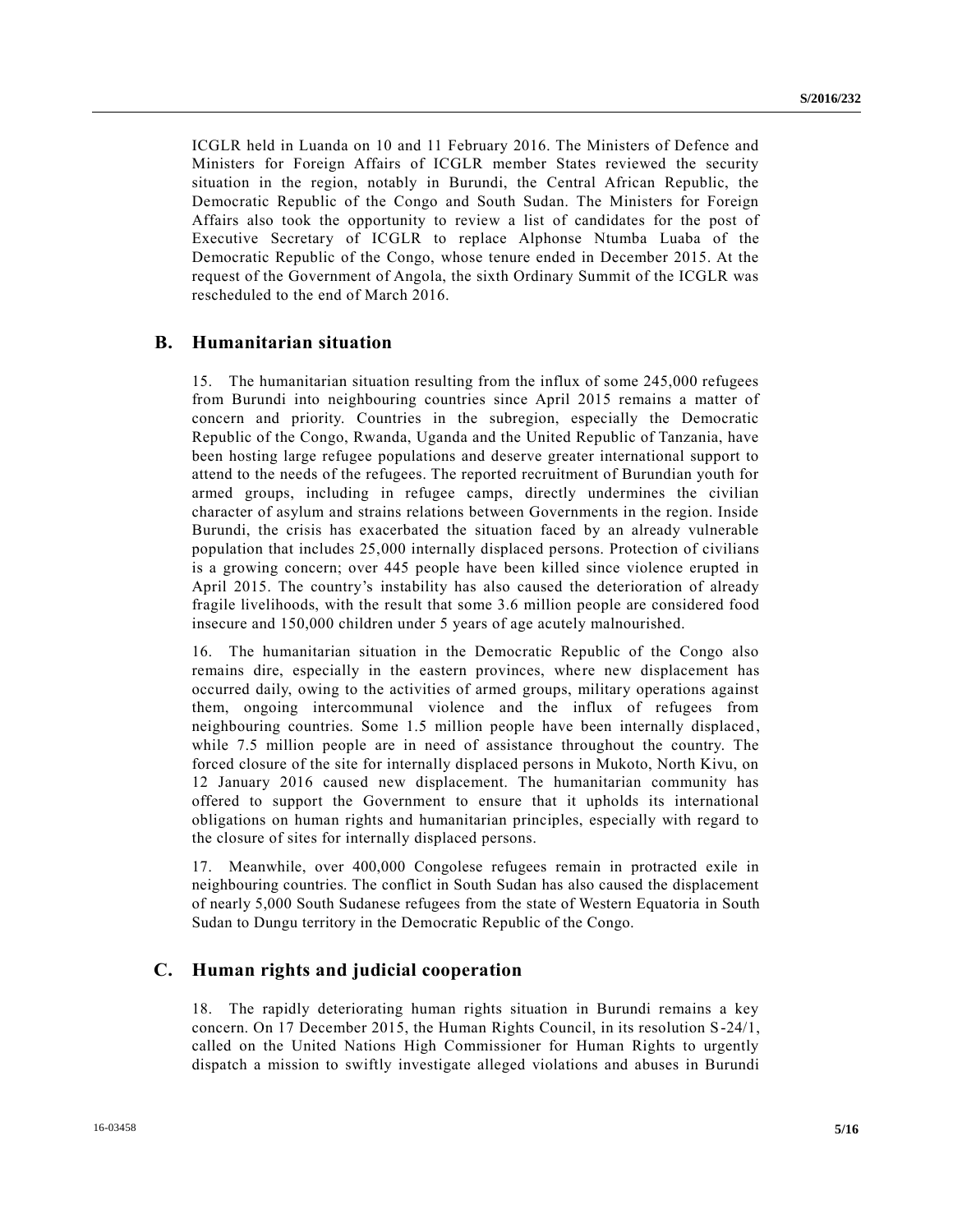ICGLR held in Luanda on 10 and 11 February 2016. The Ministers of Defence and Ministers for Foreign Affairs of ICGLR member States reviewed the security situation in the region, notably in Burundi, the Central African Republic, the Democratic Republic of the Congo and South Sudan. The Ministers for Foreign Affairs also took the opportunity to review a list of candidates for the post of Executive Secretary of ICGLR to replace Alphonse Ntumba Luaba of the Democratic Republic of the Congo, whose tenure ended in December 2015. At the request of the Government of Angola, the sixth Ordinary Summit of the ICGLR was rescheduled to the end of March 2016.

## B. Humanitarian situation

15. The humanitarian situation resulting from the influx of some 245,000 refugees from Burundi into neighbouring countries since April 2015 remains a matter of concern and priority. Countries in the subregion, especially the Democratic Republic of the Congo, Rwanda, Uganda and the United Republic of Tanzania, have been hosting large refugee populations and deserve greater international support to attend to the needs of the refugees. The reported recruitment of Burundian youth for armed groups, including in refugee camps, directly undermines the civilian character of asylum and strains relations between Governments in the region. Inside Burundi, the crisis has exacerbated the situation faced by an already vulnerable population that includes 25,000 internally displaced persons. Protection of civilians is a growing concern; over 445 people have been killed since violence erupted in April 2015. The country's instability has also caused the deterioration of already fragile livelihoods, with the result that some 3.6 million people are considered food insecure and 150,000 children under 5 years of age acutely malnourished.

16. The humanitarian situation in the Democratic Republic of the Congo also remains dire, especially in the eastern provinces, where new displacement has occurred daily, owing to the activities of armed groups, military operations against them, ongoing intercommunal violence and the influx of refugees from neighbouring countries. Some 1.5 million people have been internally displaced, while 7.5 million people are in need of assistance throughout the country. The forced closure of the site for internally displaced persons in Mukoto, North Kivu, on 12 January 2016 caused new displacement. The humanitarian community has offered to support the Government to ensure that it upholds its international obligations on human rights and humanitarian principles, especially with regard to the closure of sites for internally displaced persons.

17. Meanwhile, over 400,000 Congolese refugees remain in protracted exile in neighbouring countries. The conflict in South Sudan has also caused the displacement of nearly 5,000 South Sudanese refugees from the state of Western Equatoria in South Sudan to Dungu territory in the Democratic Republic of the Congo.

## C. Human rights and judicial cooperation

18. The rapidly deteriorating human rights situation in Burundi remains a key concern. On 17 December 2015, the Human Rights Council, in its resolution S-24/1, called on the United Nations High Commissioner for Human Rights to urgently dispatch a mission to swiftly investigate alleged violations and abuses in Burundi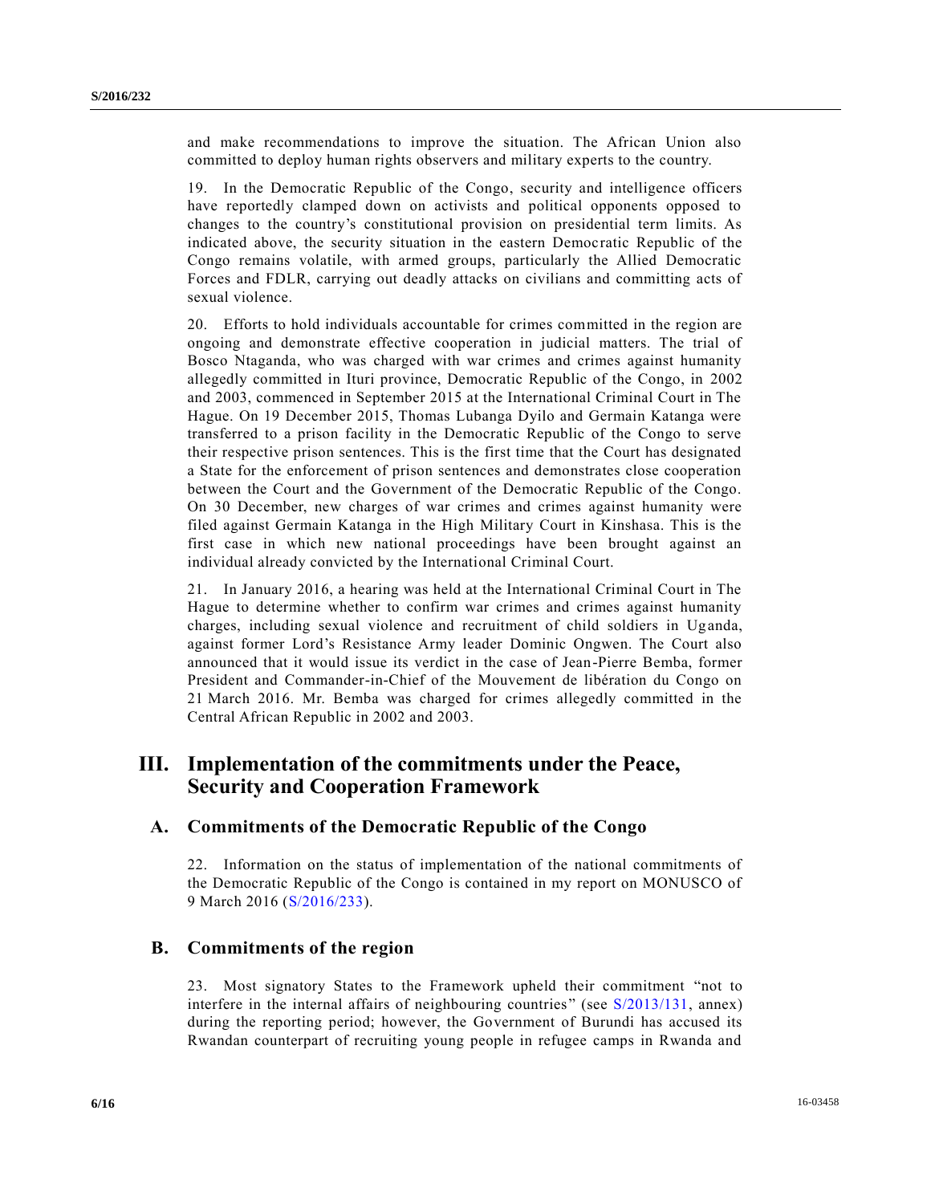and make recommendations to improve the situation. The African Union also committed to deploy human rights observers and military experts to the country.

19. In the Democratic Republic of the Congo, security and intelligence officers have reportedly clamped down on activists and political opponents opposed to changes to the country's constitutional provision on presidential term limits. As indicated above, the security situation in the eastern Democratic Republic of the Congo remains volatile, with armed groups, particularly the Allied Democratic Forces and FDLR, carrying out deadly attacks on civilians and committing acts of sexual violence.

20. Efforts to hold individuals accountable for crimes committed in the region are ongoing and demonstrate effective cooperation in judicial matters. The trial of Bosco Ntaganda, who was charged with war crimes and crimes against humanity allegedly committed in Ituri province, Democratic Republic of the Congo, in 2002 and 2003, commenced in September 2015 at the International Criminal Court in The Hague. On 19 December 2015, Thomas Lubanga Dyilo and Germain Katanga were transferred to a prison facility in the Democratic Republic of the Congo to serve their respective prison sentences. This is the first time that the Court has designated a State for the enforcement of prison sentences and demonstrates close cooperation between the Court and the Government of the Democratic Republic of the Congo. On 30 December, new charges of war crimes and crimes against humanity were filed against Germain Katanga in the High Military Court in Kinshasa. This is the first case in which new national proceedings have been brought against an individual already convicted by the International Criminal Court.

21. In January 2016, a hearing was held at the International Criminal Court in The Hague to determine whether to confirm war crimes and crimes against humanity charges, including sexual violence and recruitment of child soldiers in Uganda, against former Lord's Resistance Army leader Dominic Ongwen. The Court also announced that it would issue its verdict in the case of Jean-Pierre Bemba, former President and Commander-in-Chief of the Mouvement de libération du Congo on 21 March 2016. Mr. Bemba was charged for crimes allegedly committed in the Central African Republic in 2002 and 2003.

# III. Implementation of the commitments under the Peace, Security and Cooperation Framework

## A. Commitments of the Democratic Republic of the Congo

22. Information on the status of implementation of the national commitments of the Democratic Republic of the Congo is contained in my report on MONUSCO of 9 March 2016 (S/2016/233).

## B. Commitments of the region

23. Most signatory States to the Framework upheld their commitment "not to interfere in the internal affairs of neighbouring countries" (see S/2013/131, annex) during the reporting period; however, the Government of Burundi has accused its Rwandan counterpart of recruiting young people in refugee camps in Rwanda and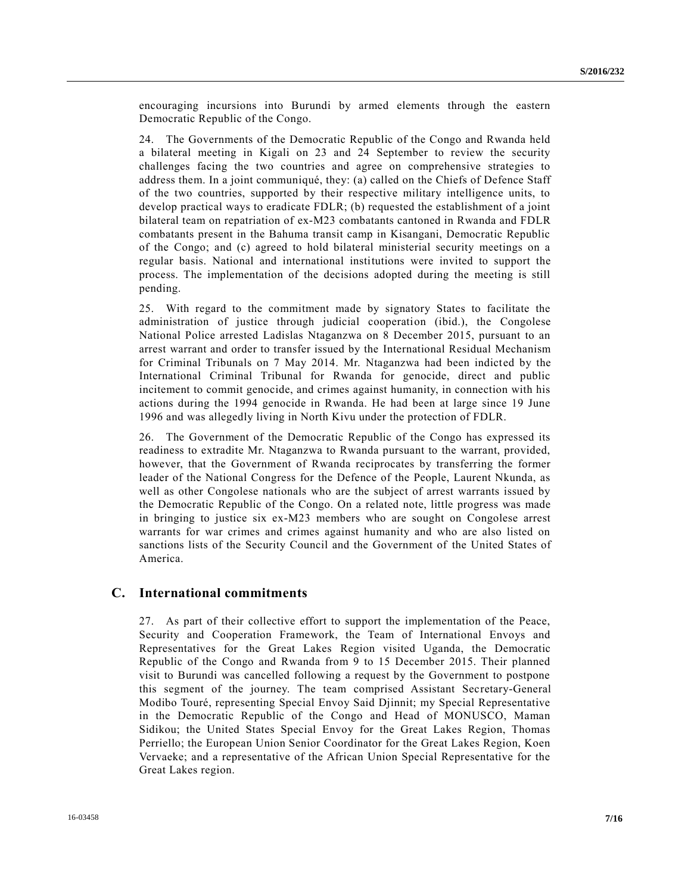encouraging incursions into Burundi by armed elements through the eastern Democratic Republic of the Congo.

24. The Governments of the Democratic Republic of the Congo and Rwanda held a bilateral meeting in Kigali on 23 and 24 September to review the security challenges facing the two countries and agree on comprehensive strategies to address them. In a joint communiqué, they: (a) called on the Chiefs of Defence Staff of the two countries, supported by their respective military intelligence units, to develop practical ways to eradicate FDLR; (b) requested the establishment of a joint bilateral team on repatriation of ex-M23 combatants cantoned in Rwanda and FDLR combatants present in the Bahuma transit camp in Kisangani, Democratic Republic of the Congo; and (c) agreed to hold bilateral ministerial security meetings on a regular basis. National and international institutions were invited to support the process. The implementation of the decisions adopted during the meeting is still pending.

25. With regard to the commitment made by signatory States to facilitate the administration of justice through judicial cooperation (ibid.), the Congolese National Police arrested Ladislas Ntaganzwa on 8 December 2015, pursuant to an arrest warrant and order to transfer issued by the International Residual Mechanism for Criminal Tribunals on 7 May 2014. Mr. Ntaganzwa had been indicted by the International Criminal Tribunal for Rwanda for genocide, direct and public incitement to commit genocide, and crimes against humanity, in connection with his actions during the 1994 genocide in Rwanda. He had been at large since 19 June 1996 and was allegedly living in North Kivu under the protection of FDLR.

26. The Government of the Democratic Republic of the Congo has expressed its readiness to extradite Mr. Ntaganzwa to Rwanda pursuant to the warrant, provided, however, that the Government of Rwanda reciprocates by transferring the former leader of the National Congress for the Defence of the People, Laurent Nkunda, as well as other Congolese nationals who are the subject of arrest warrants issued by the Democratic Republic of the Congo. On a related note, little progress was made in bringing to justice six ex-M23 members who are sought on Congolese arrest warrants for war crimes and crimes against humanity and who are also listed on sanctions lists of the Security Council and the Government of the United States of America.

## C. International commitments

27. As part of their collective effort to support the implementation of the Peace, Security and Cooperation Framework, the Team of International Envoys and Representatives for the Great Lakes Region visited Uganda, the Democratic Republic of the Congo and Rwanda from 9 to 15 December 2015. Their planned visit to Burundi was cancelled following a request by the Government to postpone this segment of the journey. The team comprised Assistant Secretary-General Modibo Touré, representing Special Envoy Said Djinnit; my Special Representative in the Democratic Republic of the Congo and Head of MONUSCO, Maman Sidikou; the United States Special Envoy for the Great Lakes Region, Thomas Perriello; the European Union Senior Coordinator for the Great Lakes Region, Koen Vervaeke; and a representative of the African Union Special Representative for the Great Lakes region.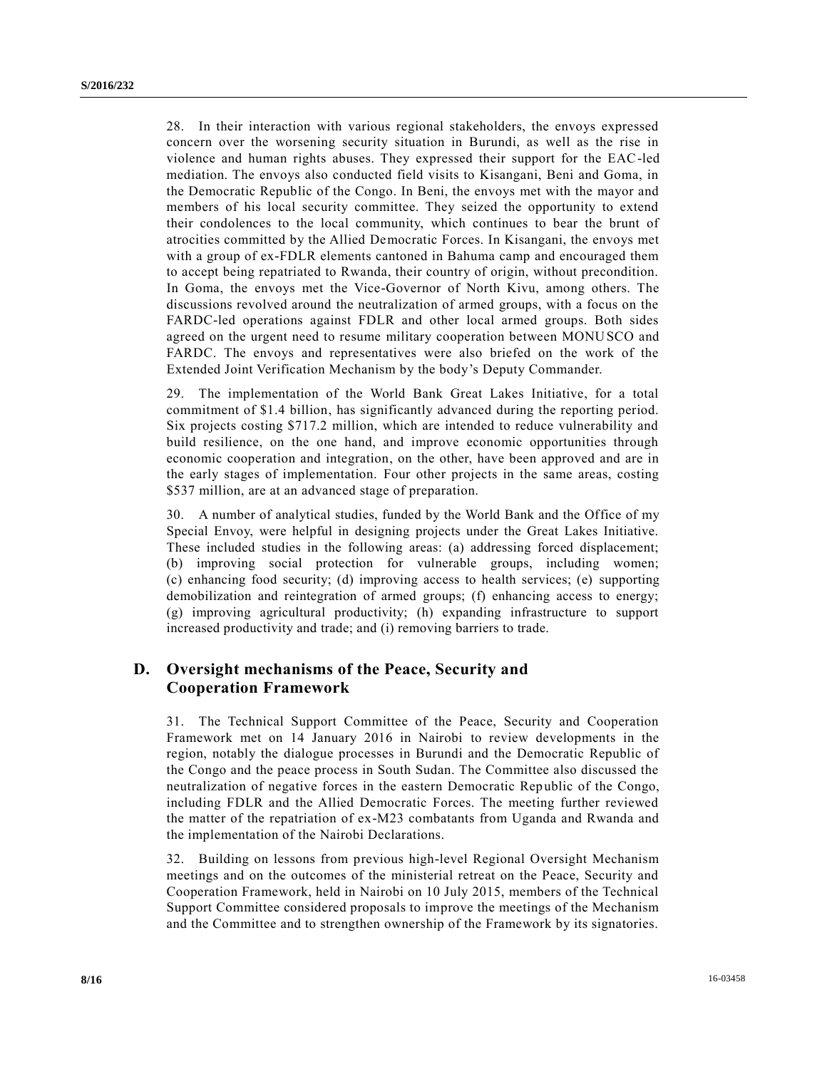28. In their interaction with various regional stakeholders, the envoys expressed concern over the worsening security situation in Burundi, as well as the rise in violence and human rights abuses. They expressed their support for the EAC-led mediation. The envoys also conducted field visits to Kisangani, Beni and Goma, in the Democratic Republic of the Congo. In Beni, the envoys met with the mayor and members of his local security committee. They seized the opportunity to extend their condolences to the local community, which continues to bear the brunt of atrocities committed by the Allied Democratic Forces. In Kisangani, the envoys met with a group of ex-FDLR elements cantoned in Bahuma camp and encouraged them to accept being repatriated to Rwanda, their country of origin, without precondition. In Goma, the envoys met the Vice-Governor of North Kivu, among others. The discussions revolved around the neutralization of armed groups, with a focus on the FARDC-led operations against FDLR and other local armed groups. Both sides agreed on the urgent need to resume military cooperation between MONUSCO and FARDC. The envoys and representatives were also briefed on the work of the Extended Joint Verification Mechanism by the body's Deputy Commander.

29. The implementation of the World Bank Great Lakes Initiative, for a total commitment of $1.4 billion, has significantly advanced during the reporting period. Six projects costing $717.2 million, which are intended to reduce vulnerability and build resilience, on the one hand, and improve economic opportunities through economic cooperation and integration, on the other, have been approved and are in the early stages of implementation. Four other projects in the same areas, costing $537 million, are at an advanced stage of preparation.

30. A number of analytical studies, funded by the World Bank and the Office of my Special Envoy, were helpful in designing projects under the Great Lakes Initiative. These included studies in the following areas: (a) addressing forced displacement; (b) improving social protection for vulnerable groups, including women; (c) enhancing food security; (d) improving access to health services; (e) supporting demobilization and reintegration of armed groups; (f) enhancing access to energy; (g) improving agricultural productivity; (h) expanding infrastructure to support increased productivity and trade; and (i) removing barriers to trade.

## D. Oversight mechanisms of the Peace, Security and Cooperation Framework

31. The Technical Support Committee of the Peace, Security and Cooperation Framework met on 14 January 2016 in Nairobi to review developments in the region, notably the dialogue processes in Burundi and the Democratic Republic of the Congo and the peace process in South Sudan. The Committee also discussed the neutralization of negative forces in the eastern Democratic Republic of the Congo, including FDLR and the Allied Democratic Forces. The meeting further reviewed the matter of the repatriation of ex-M23 combatants from Uganda and Rwanda and the implementation of the Nairobi Declarations.

32. Building on lessons from previous high-level Regional Oversight Mechanism meetings and on the outcomes of the ministerial retreat on the Peace, Security and Cooperation Framework, held in Nairobi on 10 July 2015, members of the Technical Support Committee considered proposals to improve the meetings of the Mechanism and the Committee and to strengthen ownership of the Framework by its signatories.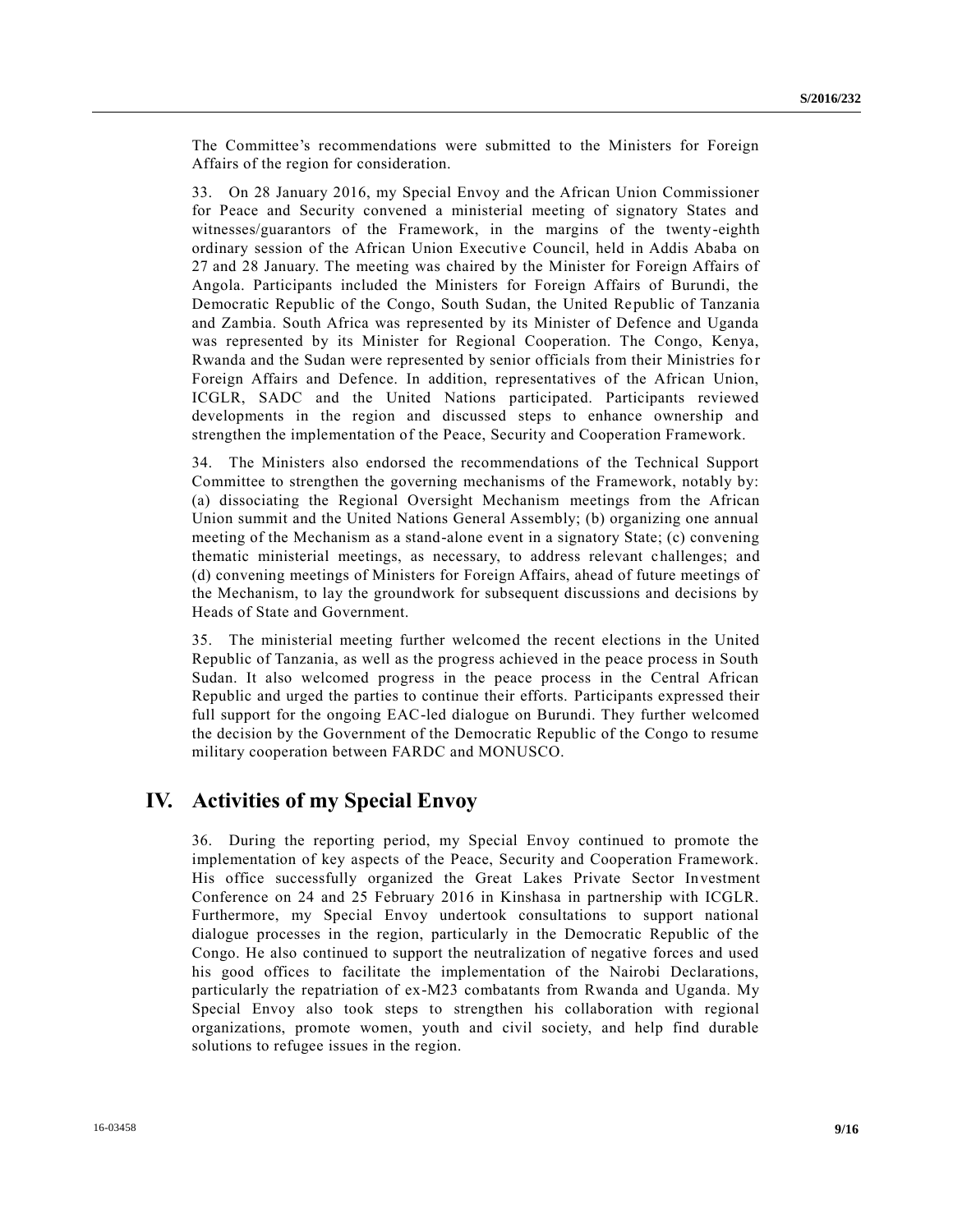The Committee's recommendations were submitted to the Ministers for Foreign Affairs of the region for consideration.

33. On 28 January 2016, my Special Envoy and the African Union Commissioner for Peace and Security convened a ministerial meeting of signatory States and witnesses/guarantors of the Framework, in the margins of the twenty-eighth ordinary session of the African Union Executive Council, held in Addis Ababa on 27 and 28 January. The meeting was chaired by the Minister for Foreign Affairs of Angola. Participants included the Ministers for Foreign Affairs of Burundi, the Democratic Republic of the Congo, South Sudan, the United Republic of Tanzania and Zambia. South Africa was represented by its Minister of Defence and Uganda was represented by its Minister for Regional Cooperation. The Congo, Kenya, Rwanda and the Sudan were represented by senior officials from their Ministries for Foreign Affairs and Defence. In addition, representatives of the African Union, ICGLR, SADC and the United Nations participated. Participants reviewed developments in the region and discussed steps to enhance ownership and strengthen the implementation of the Peace, Security and Cooperation Framework.

34. The Ministers also endorsed the recommendations of the Technical Support Committee to strengthen the governing mechanisms of the Framework, notably by: (a) dissociating the Regional Oversight Mechanism meetings from the African Union summit and the United Nations General Assembly; (b) organizing one annual meeting of the Mechanism as a stand-alone event in a signatory State; (c) convening thematic ministerial meetings, as necessary, to address relevant challenges; and (d) convening meetings of Ministers for Foreign Affairs, ahead of future meetings of the Mechanism, to lay the groundwork for subsequent discussions and decisions by Heads of State and Government.

35. The ministerial meeting further welcomed the recent elections in the United Republic of Tanzania, as well as the progress achieved in the peace process in South Sudan. It also welcomed progress in the peace process in the Central African Republic and urged the parties to continue their efforts. Participants expressed their full support for the ongoing EAC-led dialogue on Burundi. They further welcomed the decision by the Government of the Democratic Republic of the Congo to resume military cooperation between FARDC and MONUSCO.

# IV. Activities of my Special Envoy

36. During the reporting period, my Special Envoy continued to promote the implementation of key aspects of the Peace, Security and Cooperation Framework. His office successfully organized the Great Lakes Private Sector Investment Conference on 24 and 25 February 2016 in Kinshasa in partnership with ICGLR. Furthermore, my Special Envoy undertook consultations to support national dialogue processes in the region, particularly in the Democratic Republic of the Congo. He also continued to support the neutralization of negative forces and used his good offices to facilitate the implementation of the Nairobi Declarations, particularly the repatriation of ex-M23 combatants from Rwanda and Uganda. My Special Envoy also took steps to strengthen his collaboration with regional organizations, promote women, youth and civil society, and help find durable solutions to refugee issues in the region.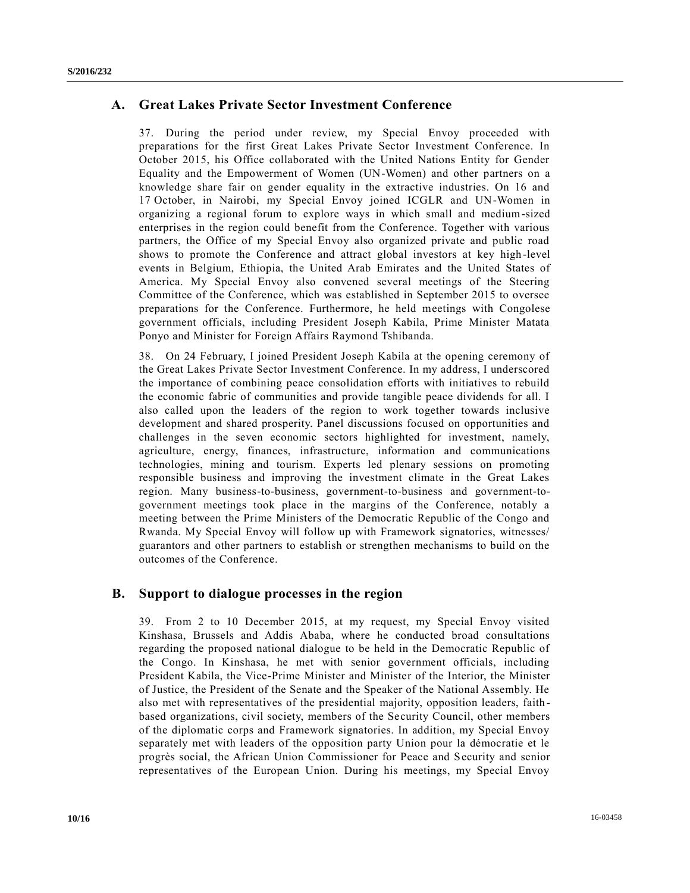## A. Great Lakes Private Sector Investment Conference

37. During the period under review, my Special Envoy proceeded with preparations for the first Great Lakes Private Sector Investment Conference. In October 2015, his Office collaborated with the United Nations Entity for Gender Equality and the Empowerment of Women (UN-Women) and other partners on a knowledge share fair on gender equality in the extractive industries. On 16 and 17 October, in Nairobi, my Special Envoy joined ICGLR and UN-Women in organizing a regional forum to explore ways in which small and medium-sized enterprises in the region could benefit from the Conference. Together with various partners, the Office of my Special Envoy also organized private and public road shows to promote the Conference and attract global investors at key high-level events in Belgium, Ethiopia, the United Arab Emirates and the United States of America. My Special Envoy also convened several meetings of the Steering Committee of the Conference, which was established in September 2015 to oversee preparations for the Conference. Furthermore, he held meetings with Congolese government officials, including President Joseph Kabila, Prime Minister Matata Ponyo and Minister for Foreign Affairs Raymond Tshibanda.

38. On 24 February, I joined President Joseph Kabila at the opening ceremony of the Great Lakes Private Sector Investment Conference. In my address, I underscored the importance of combining peace consolidation efforts with initiatives to rebuild the economic fabric of communities and provide tangible peace dividends for all. I also called upon the leaders of the region to work together towards inclusive development and shared prosperity. Panel discussions focused on opportunities and challenges in the seven economic sectors highlighted for investment, namely, agriculture, energy, finances, infrastructure, information and communications technologies, mining and tourism. Experts led plenary sessions on promoting responsible business and improving the investment climate in the Great Lakes region. Many business-to-business, government-to-business and government-to-government meetings took place in the margins of the Conference, notably a meeting between the Prime Ministers of the Democratic Republic of the Congo and Rwanda. My Special Envoy will follow up with Framework signatories, witnesses/ guarantors and other partners to establish or strengthen mechanisms to build on the outcomes of the Conference.

## B. Support to dialogue processes in the region

39. From 2 to 10 December 2015, at my request, my Special Envoy visited Kinshasa, Brussels and Addis Ababa, where he conducted broad consultations regarding the proposed national dialogue to be held in the Democratic Republic of the Congo. In Kinshasa, he met with senior government officials, including President Kabila, the Vice-Prime Minister and Minister of the Interior, the Minister of Justice, the President of the Senate and the Speaker of the National Assembly. He also met with representatives of the presidential majority, opposition leaders, faith-based organizations, civil society, members of the Security Council, other members of the diplomatic corps and Framework signatories. In addition, my Special Envoy separately met with leaders of the opposition party Union pour la démocratie et le progrès social, the African Union Commissioner for Peace and Security and senior representatives of the European Union. During his meetings, my Special Envoy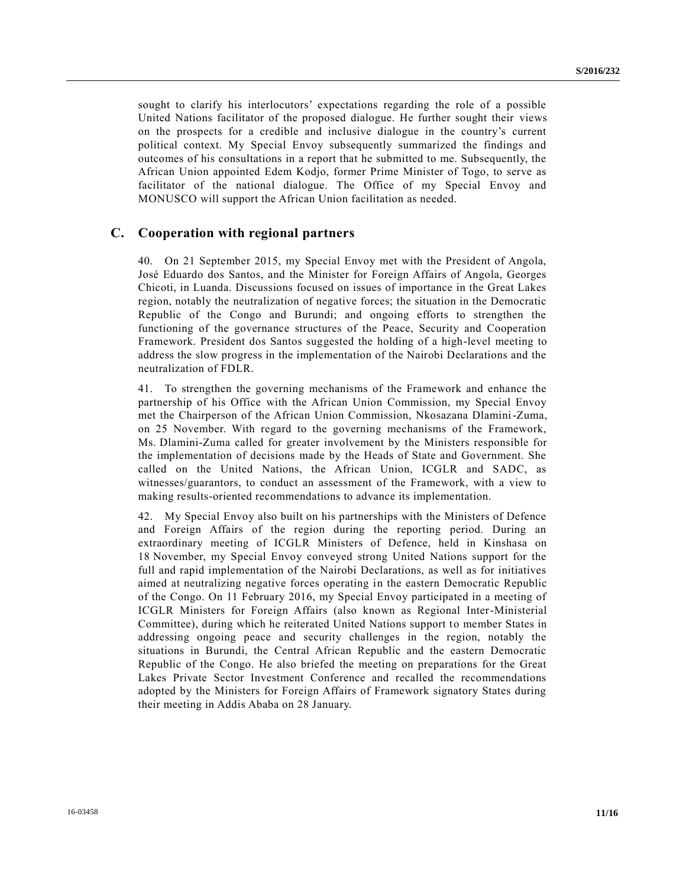sought to clarify his interlocutors' expectations regarding the role of a possible United Nations facilitator of the proposed dialogue. He further sought their views on the prospects for a credible and inclusive dialogue in the country's current political context. My Special Envoy subsequently summarized the findings and outcomes of his consultations in a report that he submitted to me. Subsequently, the African Union appointed Edem Kodjo, former Prime Minister of Togo, to serve as facilitator of the national dialogue. The Office of my Special Envoy and MONUSCO will support the African Union facilitation as needed.

## C. Cooperation with regional partners

40. On 21 September 2015, my Special Envoy met with the President of Angola, José Eduardo dos Santos, and the Minister for Foreign Affairs of Angola, Georges Chicoti, in Luanda. Discussions focused on issues of importance in the Great Lakes region, notably the neutralization of negative forces; the situation in the Democratic Republic of the Congo and Burundi; and ongoing efforts to strengthen the functioning of the governance structures of the Peace, Security and Cooperation Framework. President dos Santos suggested the holding of a high-level meeting to address the slow progress in the implementation of the Nairobi Declarations and the neutralization of FDLR.

41. To strengthen the governing mechanisms of the Framework and enhance the partnership of his Office with the African Union Commission, my Special Envoy met the Chairperson of the African Union Commission, Nkosazana Dlamini-Zuma, on 25 November. With regard to the governing mechanisms of the Framework, Ms. Dlamini-Zuma called for greater involvement by the Ministers responsible for the implementation of decisions made by the Heads of State and Government. She called on the United Nations, the African Union, ICGLR and SADC, as witnesses/guarantors, to conduct an assessment of the Framework, with a view to making results-oriented recommendations to advance its implementation.

42. My Special Envoy also built on his partnerships with the Ministers of Defence and Foreign Affairs of the region during the reporting period. During an extraordinary meeting of ICGLR Ministers of Defence, held in Kinshasa on 18 November, my Special Envoy conveyed strong United Nations support for the full and rapid implementation of the Nairobi Declarations, as well as for initiatives aimed at neutralizing negative forces operating in the eastern Democratic Republic of the Congo. On 11 February 2016, my Special Envoy participated in a meeting of ICGLR Ministers for Foreign Affairs (also known as Regional Inter-Ministerial Committee), during which he reiterated United Nations support to member States in addressing ongoing peace and security challenges in the region, notably the situations in Burundi, the Central African Republic and the eastern Democratic Republic of the Congo. He also briefed the meeting on preparations for the Great Lakes Private Sector Investment Conference and recalled the recommendations adopted by the Ministers for Foreign Affairs of Framework signatory States during their meeting in Addis Ababa on 28 January.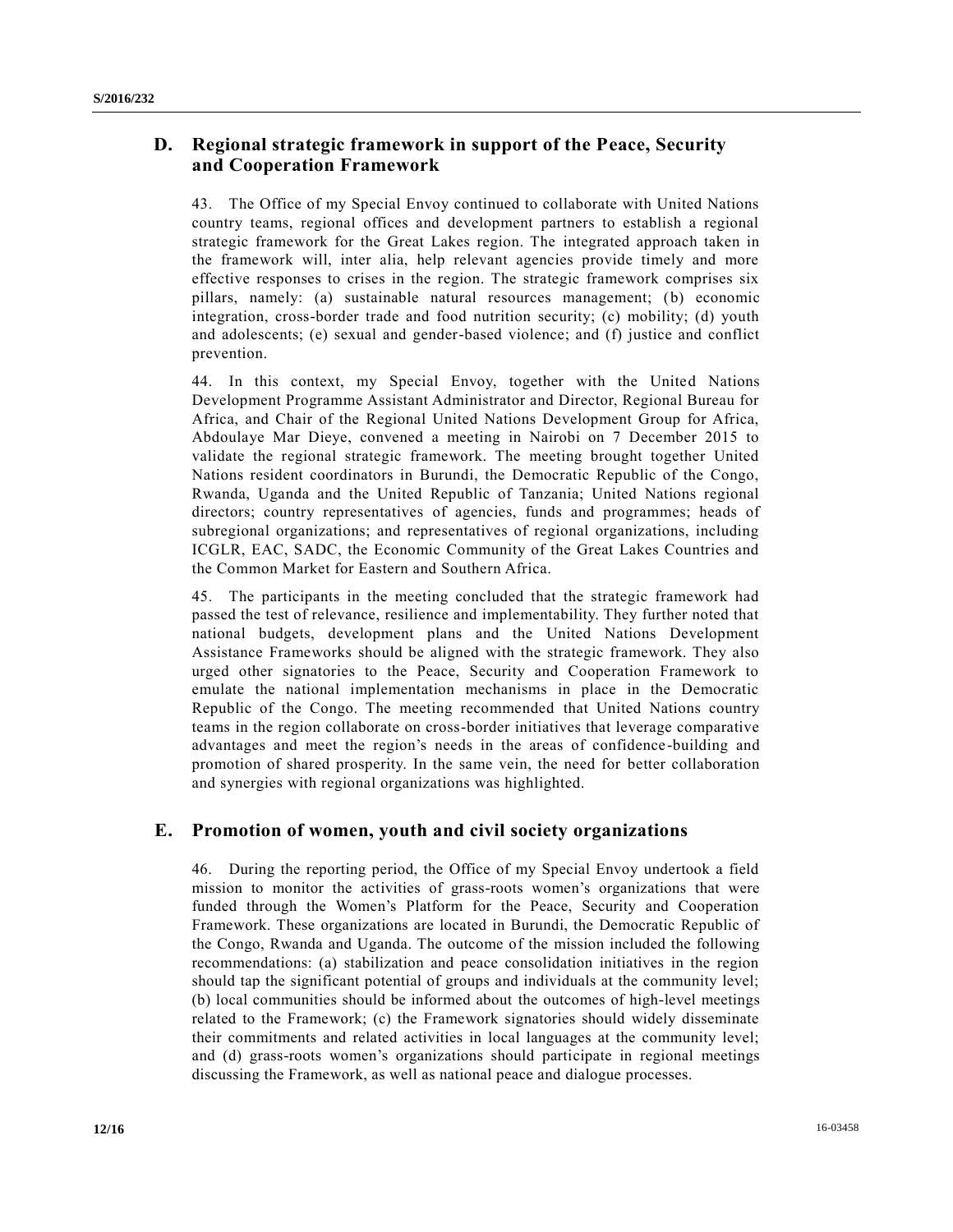## D. Regional strategic framework in support of the Peace, Security and Cooperation Framework

43. The Office of my Special Envoy continued to collaborate with United Nations country teams, regional offices and development partners to establish a regional strategic framework for the Great Lakes region. The integrated approach taken in the framework will, inter alia, help relevant agencies provide timely and more effective responses to crises in the region. The strategic framework comprises six pillars, namely: (a) sustainable natural resources management; (b) economic integration, cross-border trade and food nutrition security; (c) mobility; (d) youth and adolescents; (e) sexual and gender-based violence; and (f) justice and conflict prevention.

44. In this context, my Special Envoy, together with the United Nations Development Programme Assistant Administrator and Director, Regional Bureau for Africa, and Chair of the Regional United Nations Development Group for Africa, Abdoulaye Mar Dieye, convened a meeting in Nairobi on 7 December 2015 to validate the regional strategic framework. The meeting brought together United Nations resident coordinators in Burundi, the Democratic Republic of the Congo, Rwanda, Uganda and the United Republic of Tanzania; United Nations regional directors; country representatives of agencies, funds and programmes; heads of subregional organizations; and representatives of regional organizations, including ICGLR, EAC, SADC, the Economic Community of the Great Lakes Countries and the Common Market for Eastern and Southern Africa.

45. The participants in the meeting concluded that the strategic framework had passed the test of relevance, resilience and implementability. They further noted that national budgets, development plans and the United Nations Development Assistance Frameworks should be aligned with the strategic framework. They also urged other signatories to the Peace, Security and Cooperation Framework to emulate the national implementation mechanisms in place in the Democratic Republic of the Congo. The meeting recommended that United Nations country teams in the region collaborate on cross-border initiatives that leverage comparative advantages and meet the region's needs in the areas of confidence-building and promotion of shared prosperity. In the same vein, the need for better collaboration and synergies with regional organizations was highlighted.

## E. Promotion of women, youth and civil society organizations

46. During the reporting period, the Office of my Special Envoy undertook a field mission to monitor the activities of grass-roots women's organizations that were funded through the Women's Platform for the Peace, Security and Cooperation Framework. These organizations are located in Burundi, the Democratic Republic of the Congo, Rwanda and Uganda. The outcome of the mission included the following recommendations: (a) stabilization and peace consolidation initiatives in the region should tap the significant potential of groups and individuals at the community level; (b) local communities should be informed about the outcomes of high-level meetings related to the Framework; (c) the Framework signatories should widely disseminate their commitments and related activities in local languages at the community level; and (d) grass-roots women's organizations should participate in regional meetings discussing the Framework, as well as national peace and dialogue processes.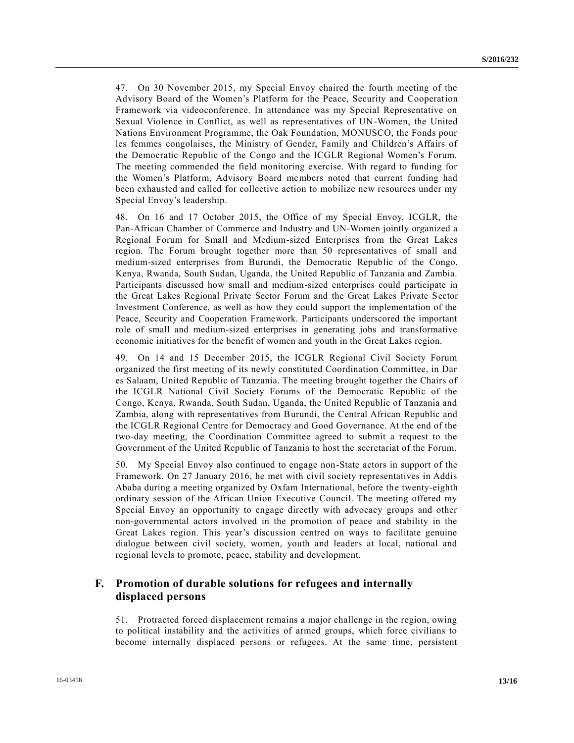47. On 30 November 2015, my Special Envoy chaired the fourth meeting of the Advisory Board of the Women's Platform for the Peace, Security and Cooperation Framework via videoconference. In attendance was my Special Representative on Sexual Violence in Conflict, as well as representatives of UN-Women, the United Nations Environment Programme, the Oak Foundation, MONUSCO, the Fonds pour les femmes congolaises, the Ministry of Gender, Family and Children's Affairs of the Democratic Republic of the Congo and the ICGLR Regional Women's Forum. The meeting commended the field monitoring exercise. With regard to funding for the Women's Platform, Advisory Board members noted that current funding had been exhausted and called for collective action to mobilize new resources under my Special Envoy's leadership.

48. On 16 and 17 October 2015, the Office of my Special Envoy, ICGLR, the Pan-African Chamber of Commerce and Industry and UN-Women jointly organized a Regional Forum for Small and Medium-sized Enterprises from the Great Lakes region. The Forum brought together more than 50 representatives of small and medium-sized enterprises from Burundi, the Democratic Republic of the Congo, Kenya, Rwanda, South Sudan, Uganda, the United Republic of Tanzania and Zambia. Participants discussed how small and medium-sized enterprises could participate in the Great Lakes Regional Private Sector Forum and the Great Lakes Private Sector Investment Conference, as well as how they could support the implementation of the Peace, Security and Cooperation Framework. Participants underscored the important role of small and medium-sized enterprises in generating jobs and transformative economic initiatives for the benefit of women and youth in the Great Lakes region.

49. On 14 and 15 December 2015, the ICGLR Regional Civil Society Forum organized the first meeting of its newly constituted Coordination Committee, in Dar es Salaam, United Republic of Tanzania. The meeting brought together the Chairs of the ICGLR National Civil Society Forums of the Democratic Republic of the Congo, Kenya, Rwanda, South Sudan, Uganda, the United Republic of Tanzania and Zambia, along with representatives from Burundi, the Central African Republic and the ICGLR Regional Centre for Democracy and Good Governance. At the end of the two-day meeting, the Coordination Committee agreed to submit a request to the Government of the United Republic of Tanzania to host the secretariat of the Forum.

50. My Special Envoy also continued to engage non-State actors in support of the Framework. On 27 January 2016, he met with civil society representatives in Addis Ababa during a meeting organized by Oxfam International, before the twenty-eighth ordinary session of the African Union Executive Council. The meeting offered my Special Envoy an opportunity to engage directly with advocacy groups and other non-governmental actors involved in the promotion of peace and stability in the Great Lakes region. This year's discussion centred on ways to facilitate genuine dialogue between civil society, women, youth and leaders at local, national and regional levels to promote, peace, stability and development.

## F. Promotion of durable solutions for refugees and internally displaced persons

51. Protracted forced displacement remains a major challenge in the region, owing to political instability and the activities of armed groups, which force civilians to become internally displaced persons or refugees. At the same time, persistent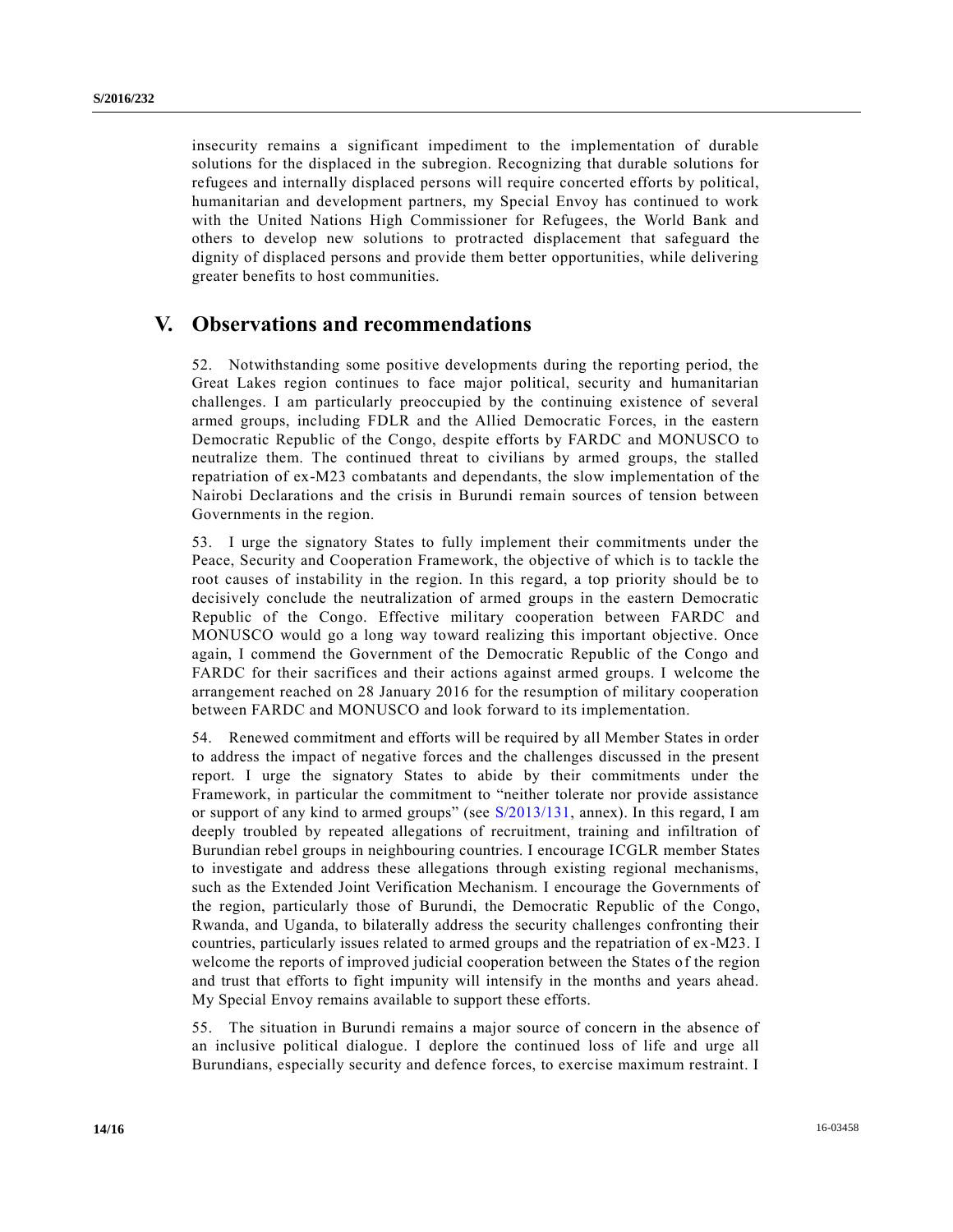insecurity remains a significant impediment to the implementation of durable solutions for the displaced in the subregion. Recognizing that durable solutions for refugees and internally displaced persons will require concerted efforts by political, humanitarian and development partners, my Special Envoy has continued to work with the United Nations High Commissioner for Refugees, the World Bank and others to develop new solutions to protracted displacement that safeguard the dignity of displaced persons and provide them better opportunities, while delivering greater benefits to host communities.

## V. Observations and recommendations

52. Notwithstanding some positive developments during the reporting period, the Great Lakes region continues to face major political, security and humanitarian challenges. I am particularly preoccupied by the continuing existence of several armed groups, including FDLR and the Allied Democratic Forces, in the eastern Democratic Republic of the Congo, despite efforts by FARDC and MONUSCO to neutralize them. The continued threat to civilians by armed groups, the stalled repatriation of ex-M23 combatants and dependants, the slow implementation of the Nairobi Declarations and the crisis in Burundi remain sources of tension between Governments in the region.

53. I urge the signatory States to fully implement their commitments under the Peace, Security and Cooperation Framework, the objective of which is to tackle the root causes of instability in the region. In this regard, a top priority should be to decisively conclude the neutralization of armed groups in the eastern Democratic Republic of the Congo. Effective military cooperation between FARDC and MONUSCO would go a long way toward realizing this important objective. Once again, I commend the Government of the Democratic Republic of the Congo and FARDC for their sacrifices and their actions against armed groups. I welcome the arrangement reached on 28 January 2016 for the resumption of military cooperation between FARDC and MONUSCO and look forward to its implementation.

54. Renewed commitment and efforts will be required by all Member States in order to address the impact of negative forces and the challenges discussed in the present report. I urge the signatory States to abide by their commitments under the Framework, in particular the commitment to "neither tolerate nor provide assistance or support of any kind to armed groups" (see S/2013/131, annex). In this regard, I am deeply troubled by repeated allegations of recruitment, training and infiltration of Burundian rebel groups in neighbouring countries. I encourage ICGLR member States to investigate and address these allegations through existing regional mechanisms, such as the Extended Joint Verification Mechanism. I encourage the Governments of the region, particularly those of Burundi, the Democratic Republic of the Congo, Rwanda, and Uganda, to bilaterally address the security challenges confronting their countries, particularly issues related to armed groups and the repatriation of ex-M23. I welcome the reports of improved judicial cooperation between the States of the region and trust that efforts to fight impunity will intensify in the months and years ahead. My Special Envoy remains available to support these efforts.

55. The situation in Burundi remains a major source of concern in the absence of an inclusive political dialogue. I deplore the continued loss of life and urge all Burundians, especially security and defence forces, to exercise maximum restraint. I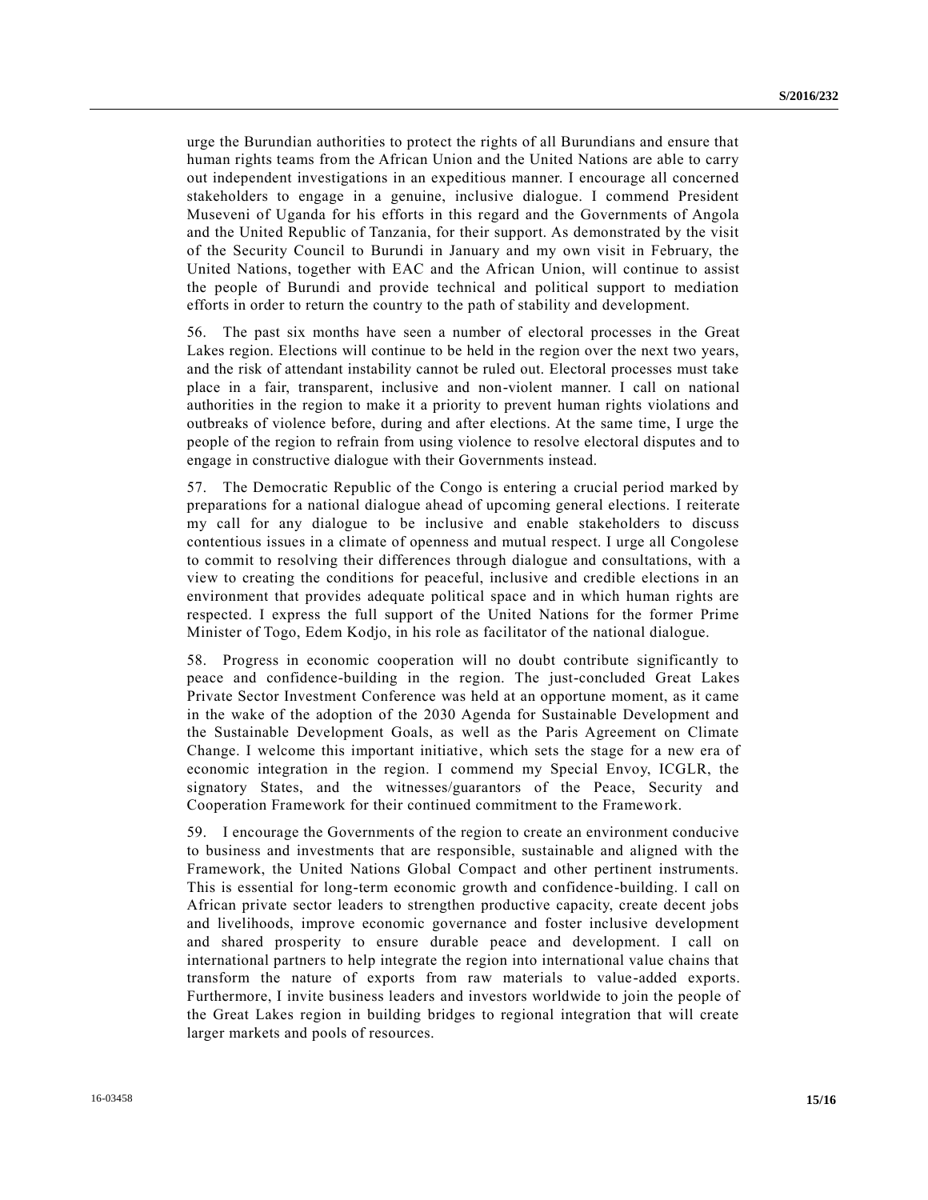urge the Burundian authorities to protect the rights of all Burundians and ensure that human rights teams from the African Union and the United Nations are able to carry out independent investigations in an expeditious manner. I encourage all concerned stakeholders to engage in a genuine, inclusive dialogue. I commend President Museveni of Uganda for his efforts in this regard and the Governments of Angola and the United Republic of Tanzania, for their support. As demonstrated by the visit of the Security Council to Burundi in January and my own visit in February, the United Nations, together with EAC and the African Union, will continue to assist the people of Burundi and provide technical and political support to mediation efforts in order to return the country to the path of stability and development.

56. The past six months have seen a number of electoral processes in the Great Lakes region. Elections will continue to be held in the region over the next two years, and the risk of attendant instability cannot be ruled out. Electoral processes must take place in a fair, transparent, inclusive and non-violent manner. I call on national authorities in the region to make it a priority to prevent human rights violations and outbreaks of violence before, during and after elections. At the same time, I urge the people of the region to refrain from using violence to resolve electoral disputes and to engage in constructive dialogue with their Governments instead.

57. The Democratic Republic of the Congo is entering a crucial period marked by preparations for a national dialogue ahead of upcoming general elections. I reiterate my call for any dialogue to be inclusive and enable stakeholders to discuss contentious issues in a climate of openness and mutual respect. I urge all Congolese to commit to resolving their differences through dialogue and consultations, with a view to creating the conditions for peaceful, inclusive and credible elections in an environment that provides adequate political space and in which human rights are respected. I express the full support of the United Nations for the former Prime Minister of Togo, Edem Kodjo, in his role as facilitator of the national dialogue.

58. Progress in economic cooperation will no doubt contribute significantly to peace and confidence-building in the region. The just-concluded Great Lakes Private Sector Investment Conference was held at an opportune moment, as it came in the wake of the adoption of the 2030 Agenda for Sustainable Development and the Sustainable Development Goals, as well as the Paris Agreement on Climate Change. I welcome this important initiative, which sets the stage for a new era of economic integration in the region. I commend my Special Envoy, ICGLR, the signatory States, and the witnesses/guarantors of the Peace, Security and Cooperation Framework for their continued commitment to the Framework.

59. I encourage the Governments of the region to create an environment conducive to business and investments that are responsible, sustainable and aligned with the Framework, the United Nations Global Compact and other pertinent instruments. This is essential for long-term economic growth and confidence-building. I call on African private sector leaders to strengthen productive capacity, create decent jobs and livelihoods, improve economic governance and foster inclusive development and shared prosperity to ensure durable peace and development. I call on international partners to help integrate the region into international value chains that transform the nature of exports from raw materials to value-added exports. Furthermore, I invite business leaders and investors worldwide to join the people of the Great Lakes region in building bridges to regional integration that will create larger markets and pools of resources.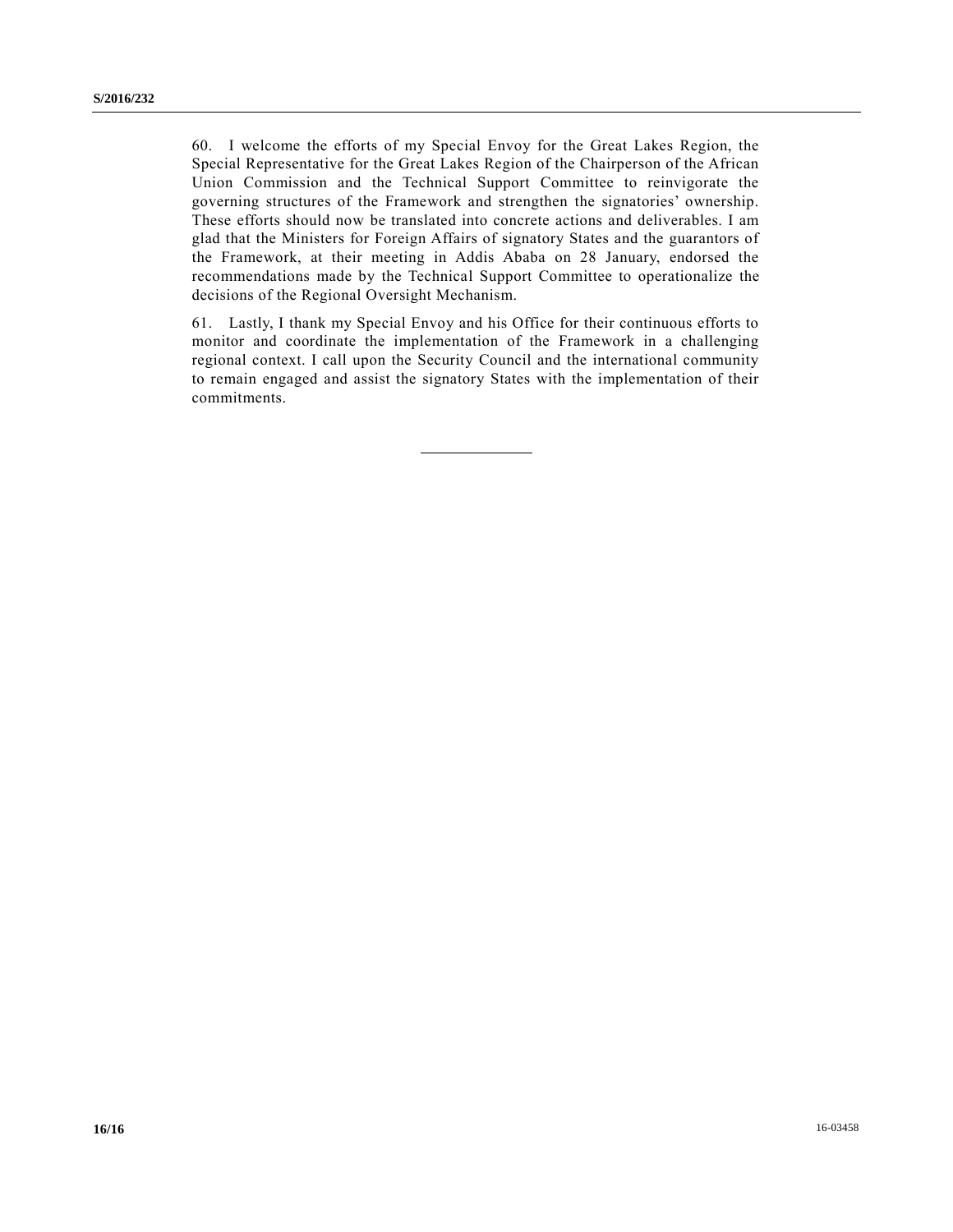60. I welcome the efforts of my Special Envoy for the Great Lakes Region, the Special Representative for the Great Lakes Region of the Chairperson of the African Union Commission and the Technical Support Committee to reinvigorate the governing structures of the Framework and strengthen the signatories' ownership. These efforts should now be translated into concrete actions and deliverables. I am glad that the Ministers for Foreign Affairs of signatory States and the guarantors of the Framework, at their meeting in Addis Ababa on 28 January, endorsed the recommendations made by the Technical Support Committee to operationalize the decisions of the Regional Oversight Mechanism.

61. Lastly, I thank my Special Envoy and his Office for their continuous efforts to monitor and coordinate the implementation of the Framework in a challenging regional context. I call upon the Security Council and the international community to remain engaged and assist the signatory States with the implementation of their commitments.